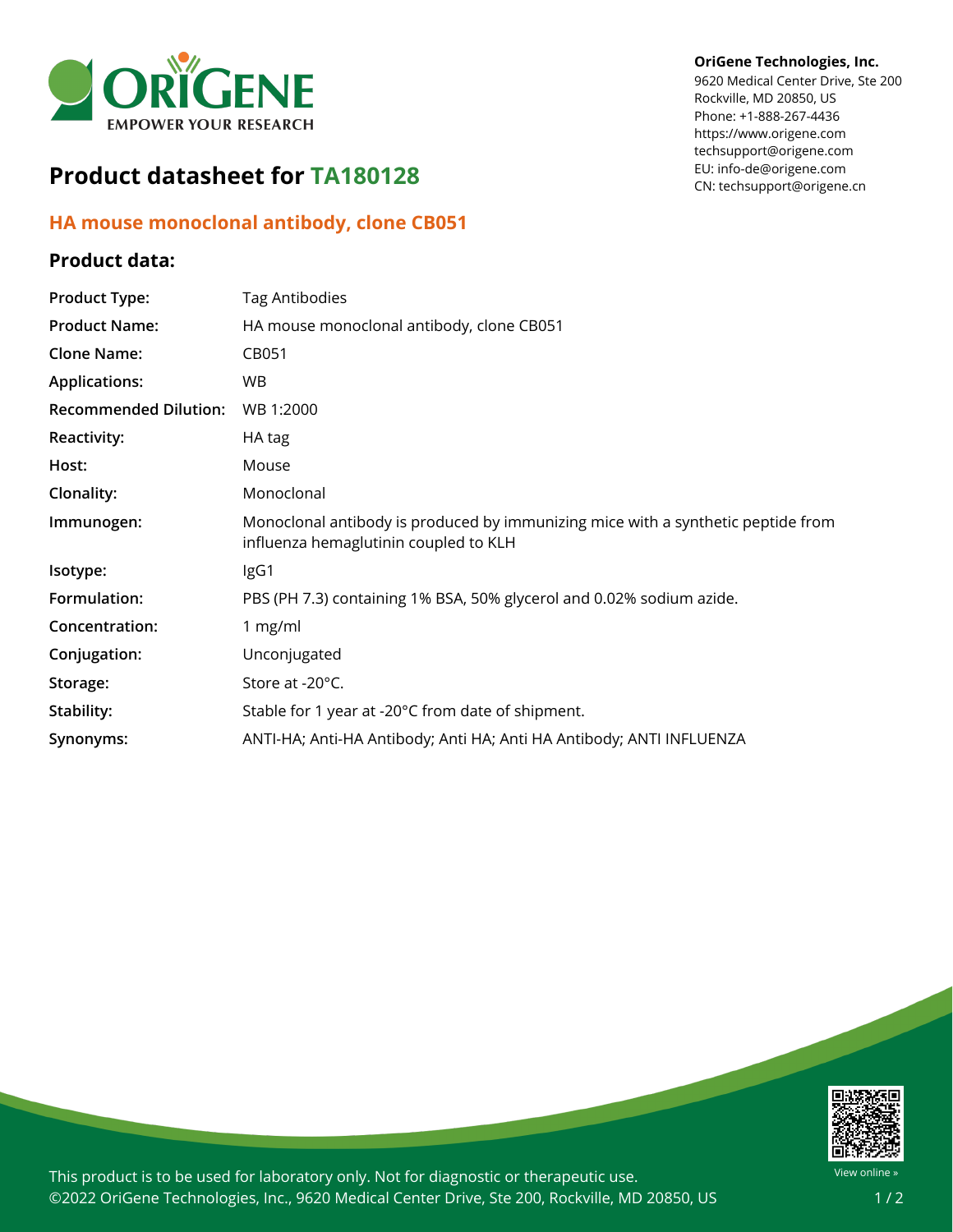OriGene Technologies, Inc.
9620 Medical Center Drive, Ste 200
Rockville, MD 20850, US
Phone: +1-888-267-4436
https://www.origene.com
techsupport@origene.com
EU: info-de@origene.com
CN: techsupport@origene.cn

# Product datasheet for TA180128

## HA mouse monoclonal antibody, clone CB051

### Product data:

| | |
|---|---|
| **Product Type:** | Tag Antibodies |
| **Product Name:** | HA mouse monoclonal antibody, clone CB051 |
| **Clone Name:** | CB051 |
| **Applications:** | WB |
| **Recommended Dilution:** | WB 1:2000 |
| **Reactivity:** | HA tag |
| **Host:** | Mouse |
| **Clonality:** | Monoclonal |
| **Immunogen:** | Monoclonal antibody is produced by immunizing mice with a synthetic peptide from influenza hemaglutinin coupled to KLH |
| **Isotype:** | IgG1 |
| **Formulation:** | PBS (PH 7.3) containing 1% BSA, 50% glycerol and 0.02% sodium azide. |
| **Concentration:** | 1 mg/ml |
| **Conjugation:** | Unconjugated |
| **Storage:** | Store at -20°C. |
| **Stability:** | Stable for 1 year at -20°C from date of shipment. |
| **Synonyms:** | ANTI-HA; Anti-HA Antibody; Anti HA; Anti HA Antibody; ANTI INFLUENZA |

This product is to be used for laboratory only. Not for diagnostic or therapeutic use.
©2022 OriGene Technologies, Inc., 9620 Medical Center Drive, Ste 200, Rockville, MD 20850, US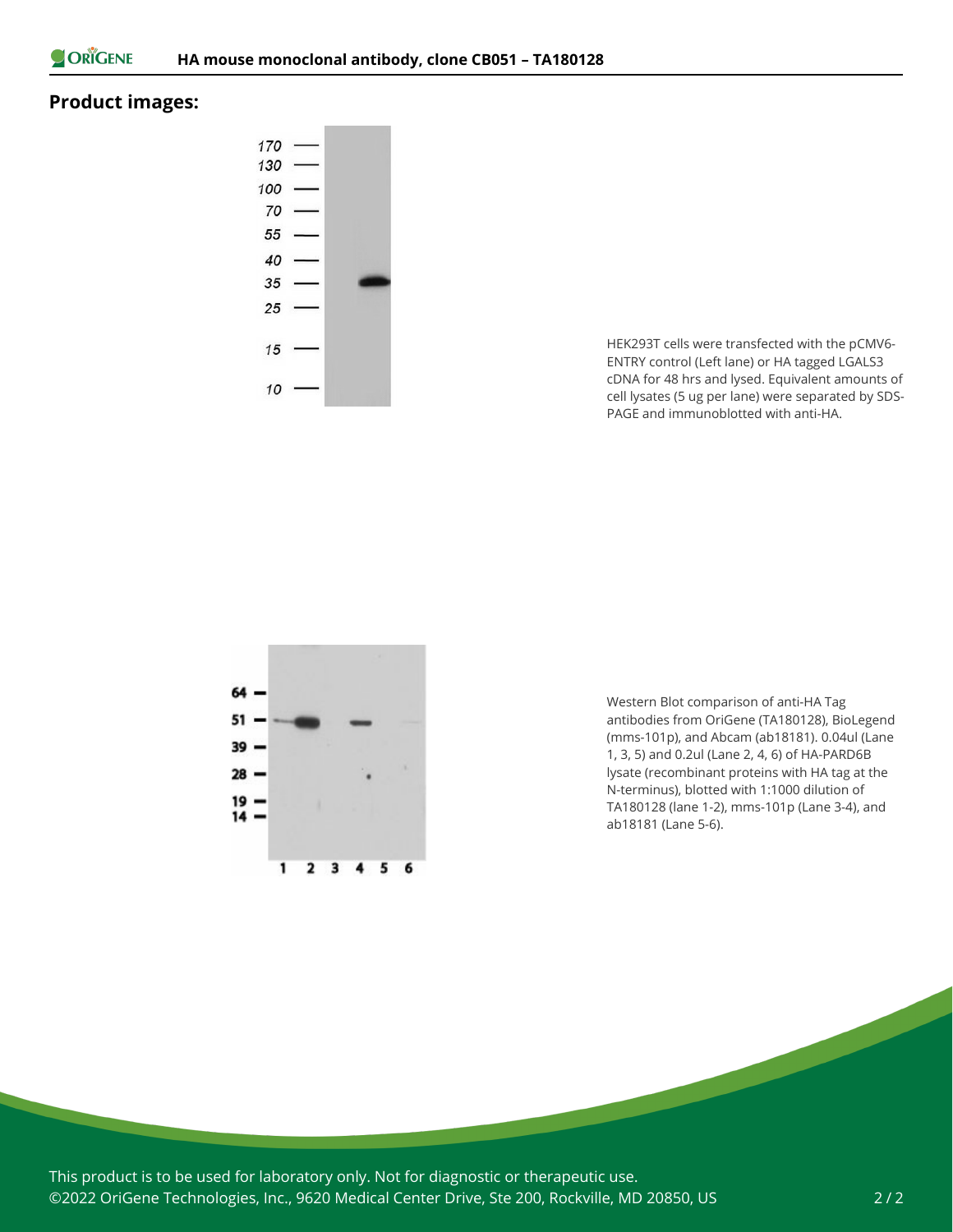## Product images:

170
130
100
70
55
40
35
25
15
10

HEK293T cells were transfected with the pCMV6-ENTRY control (Left lane) or HA tagged LGALS3 cDNA for 48 hrs and lysed. Equivalent amounts of cell lysates (5 ug per lane) were separated by SDS-PAGE and immunoblotted with anti-HA.

64
51
39
28
19
14

1 2 3 4 5 6

Western Blot comparison of anti-HA Tag antibodies from OriGene (TA180128), BioLegend (mms-101p), and Abcam (ab18181). 0.04ul (Lane 1, 3, 5) and 0.2ul (Lane 2, 4, 6) of HA-PARD6B lysate (recombinant proteins with HA tag at the N-terminus), blotted with 1:1000 dilution of TA180128 (lane 1-2), mms-101p (Lane 3-4), and ab18181 (Lane 5-6).

This product is to be used for laboratory only. Not for diagnostic or therapeutic use.
©2022 OriGene Technologies, Inc., 9620 Medical Center Drive, Ste 200, Rockville, MD 20850, US